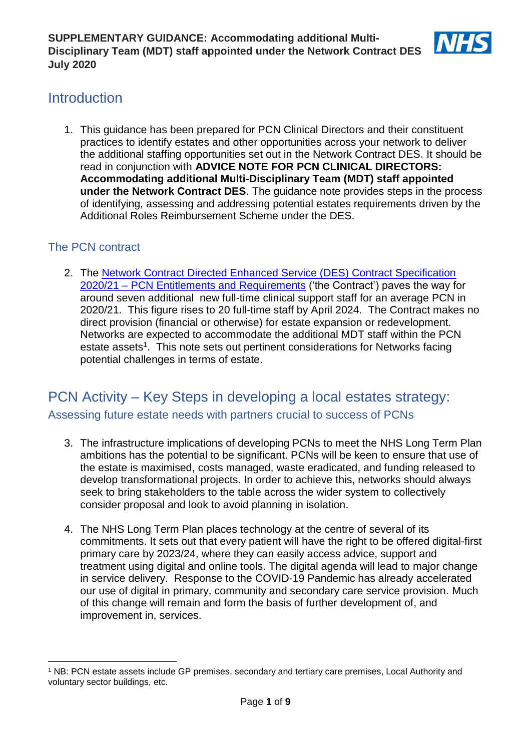**SUPPLEMENTARY GUIDANCE: Accommodating additional Multi-Disciplinary Team (MDT) staff appointed under the Network Contract DES July 2020**

# Introduction

1. This guidance has been prepared for PCN Clinical Directors and their constituent practices to identify estates and other opportunities across your network to deliver the additional staffing opportunities set out in the Network Contract DES. It should be read in conjunction with **ADVICE NOTE FOR PCN CLINICAL DIRECTORS: Accommodating additional Multi-Disciplinary Team (MDT) staff appointed under the Network Contract DES**. The guidance note provides steps in the process of identifying, assessing and addressing potential estates requirements driven by the Additional Roles Reimbursement Scheme under the DES.

## The PCN contract

2. The Network Contract Directed Enhanced Service (DES) Contract Specification 2020/21 – PCN Entitlements and Requirements ('the Contract') paves the way for around seven additional new full-time clinical support staff for an average PCN in 2020/21. This figure rises to 20 full-time staff by April 2024. The Contract makes no direct provision (financial or otherwise) for estate expansion or redevelopment. Networks are expected to accommodate the additional MDT staff within the PCN estate assets[1]. This note sets out pertinent considerations for Networks facing potential challenges in terms of estate.

# PCN Activity – Key Steps in developing a local estates strategy:

## Assessing future estate needs with partners crucial to success of PCNs

3. The infrastructure implications of developing PCNs to meet the NHS Long Term Plan ambitions has the potential to be significant. PCNs will be keen to ensure that use of the estate is maximised, costs managed, waste eradicated, and funding released to develop transformational projects. In order to achieve this, networks should always seek to bring stakeholders to the table across the wider system to collectively consider proposal and look to avoid planning in isolation.

4. The NHS Long Term Plan places technology at the centre of several of its commitments. It sets out that every patient will have the right to be offered digital-first primary care by 2023/24, where they can easily access advice, support and treatment using digital and online tools. The digital agenda will lead to major change in service delivery. Response to the COVID-19 Pandemic has already accelerated our use of digital in primary, community and secondary care service provision. Much of this change will remain and form the basis of further development of, and improvement in, services.

[1] NB: PCN estate assets include GP premises, secondary and tertiary care premises, Local Authority and voluntary sector buildings, etc.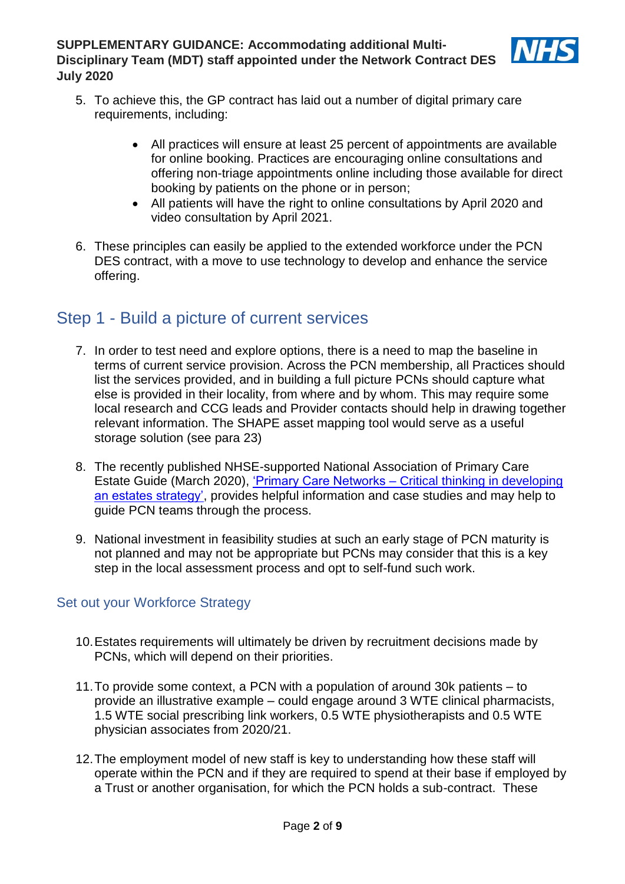5. To achieve this, the GP contract has laid out a number of digital primary care requirements, including:

    - All practices will ensure at least 25 percent of appointments are available for online booking. Practices are encouraging online consultations and offering non-triage appointments online including those available for direct booking by patients on the phone or in person;
    - All patients will have the right to online consultations by April 2020 and video consultation by April 2021.

6. These principles can easily be applied to the extended workforce under the PCN DES contract, with a move to use technology to develop and enhance the service offering.

## Step 1 - Build a picture of current services

7. In order to test need and explore options, there is a need to map the baseline in terms of current service provision. Across the PCN membership, all Practices should list the services provided, and in building a full picture PCNs should capture what else is provided in their locality, from where and by whom. This may require some local research and CCG leads and Provider contacts should help in drawing together relevant information. The SHAPE asset mapping tool would serve as a useful storage solution (see para 23)

8. The recently published NHSE-supported National Association of Primary Care Estate Guide (March 2020), 'Primary Care Networks – Critical thinking in developing an estates strategy', provides helpful information and case studies and may help to guide PCN teams through the process.

9. National investment in feasibility studies at such an early stage of PCN maturity is not planned and may not be appropriate but PCNs may consider that this is a key step in the local assessment process and opt to self-fund such work.

### Set out your Workforce Strategy

10. Estates requirements will ultimately be driven by recruitment decisions made by PCNs, which will depend on their priorities.

11. To provide some context, a PCN with a population of around 30k patients – to provide an illustrative example – could engage around 3 WTE clinical pharmacists, 1.5 WTE social prescribing link workers, 0.5 WTE physiotherapists and 0.5 WTE physician associates from 2020/21.

12. The employment model of new staff is key to understanding how these staff will operate within the PCN and if they are required to spend at their base if employed by a Trust or another organisation, for which the PCN holds a sub-contract. These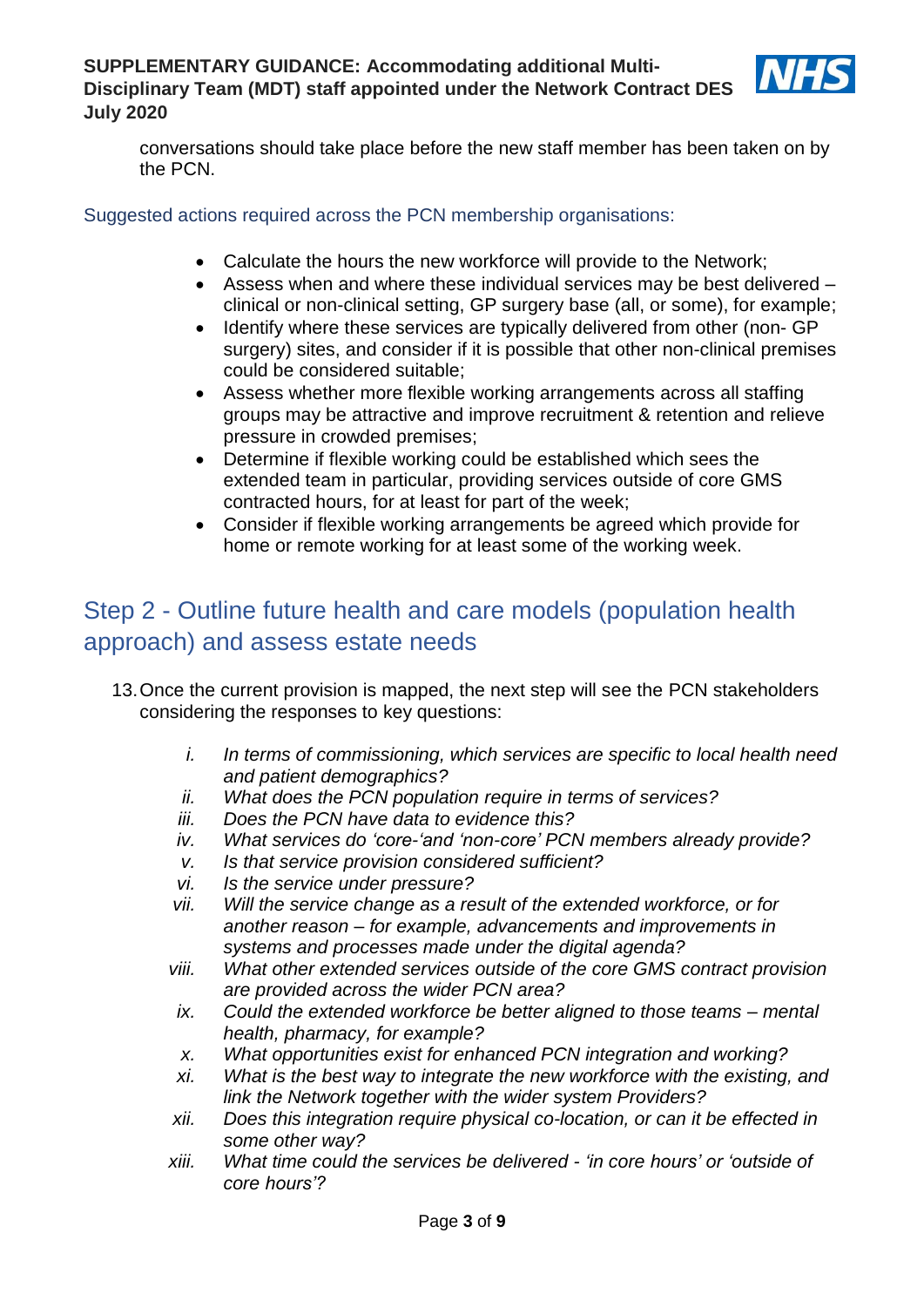conversations should take place before the new staff member has been taken on by the PCN.

Suggested actions required across the PCN membership organisations:

- Calculate the hours the new workforce will provide to the Network;
- Assess when and where these individual services may be best delivered – clinical or non-clinical setting, GP surgery base (all, or some), for example;
- Identify where these services are typically delivered from other (non- GP surgery) sites, and consider if it is possible that other non-clinical premises could be considered suitable;
- Assess whether more flexible working arrangements across all staffing groups may be attractive and improve recruitment & retention and relieve pressure in crowded premises;
- Determine if flexible working could be established which sees the extended team in particular, providing services outside of core GMS contracted hours, for at least for part of the week;
- Consider if flexible working arrangements be agreed which provide for home or remote working for at least some of the working week.

## Step 2 - Outline future health and care models (population health approach) and assess estate needs

13. Once the current provision is mapped, the next step will see the PCN stakeholders considering the responses to key questions:

    i. *In terms of commissioning, which services are specific to local health need and patient demographics?*
    ii. *What does the PCN population require in terms of services?*
    iii. *Does the PCN have data to evidence this?*
    iv. *What services do 'core-'and 'non-core' PCN members already provide?*
    v. *Is that service provision considered sufficient?*
    vi. *Is the service under pressure?*
    vii. *Will the service change as a result of the extended workforce, or for another reason – for example, advancements and improvements in systems and processes made under the digital agenda?*
    viii. *What other extended services outside of the core GMS contract provision are provided across the wider PCN area?*
    ix. *Could the extended workforce be better aligned to those teams – mental health, pharmacy, for example?*
    x. *What opportunities exist for enhanced PCN integration and working?*
    xi. *What is the best way to integrate the new workforce with the existing, and link the Network together with the wider system Providers?*
    xii. *Does this integration require physical co-location, or can it be effected in some other way?*
    xiii. *What time could the services be delivered - 'in core hours' or 'outside of core hours'?*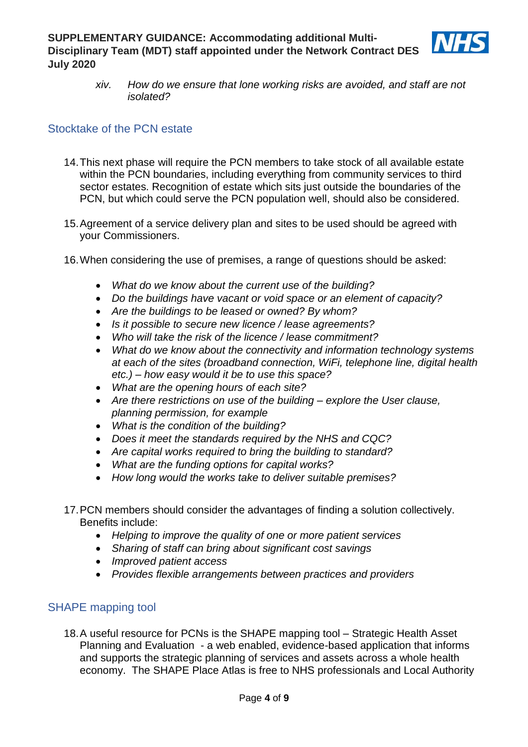xiv. *How do we ensure that lone working risks are avoided, and staff are not isolated?*

## Stocktake of the PCN estate

14. This next phase will require the PCN members to take stock of all available estate within the PCN boundaries, including everything from community services to third sector estates. Recognition of estate which sits just outside the boundaries of the PCN, but which could serve the PCN population well, should also be considered.

15. Agreement of a service delivery plan and sites to be used should be agreed with your Commissioners.

16. When considering the use of premises, a range of questions should be asked:

    - *What do we know about the current use of the building?*
    - *Do the buildings have vacant or void space or an element of capacity?*
    - *Are the buildings to be leased or owned? By whom?*
    - *Is it possible to secure new licence / lease agreements?*
    - *Who will take the risk of the licence / lease commitment?*
    - *What do we know about the connectivity and information technology systems at each of the sites (broadband connection, WiFi, telephone line, digital health etc.) – how easy would it be to use this space?*
    - *What are the opening hours of each site?*
    - *Are there restrictions on use of the building – explore the User clause, planning permission, for example*
    - *What is the condition of the building?*
    - *Does it meet the standards required by the NHS and CQC?*
    - *Are capital works required to bring the building to standard?*
    - *What are the funding options for capital works?*
    - *How long would the works take to deliver suitable premises?*

17. PCN members should consider the advantages of finding a solution collectively. Benefits include:
    - *Helping to improve the quality of one or more patient services*
    - *Sharing of staff can bring about significant cost savings*
    - *Improved patient access*
    - *Provides flexible arrangements between practices and providers*

## SHAPE mapping tool

18. A useful resource for PCNs is the SHAPE mapping tool – Strategic Health Asset Planning and Evaluation - a web enabled, evidence-based application that informs and supports the strategic planning of services and assets across a whole health economy. The SHAPE Place Atlas is free to NHS professionals and Local Authority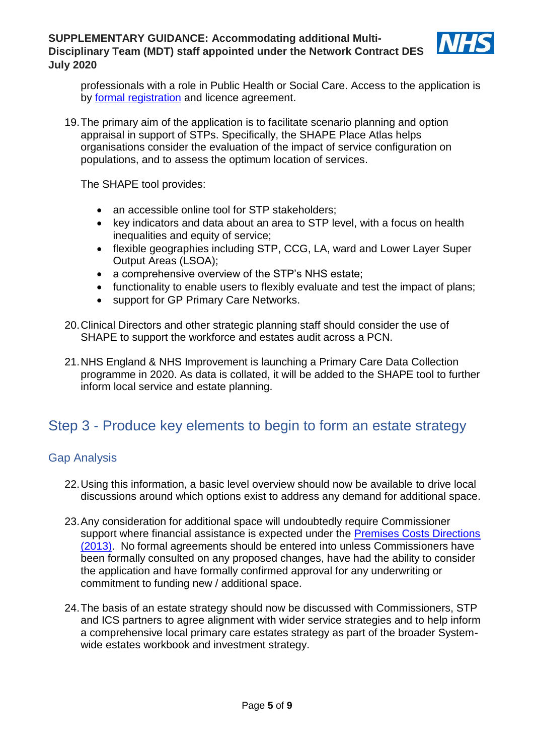professionals with a role in Public Health or Social Care. Access to the application is by formal registration and licence agreement.

19. The primary aim of the application is to facilitate scenario planning and option appraisal in support of STPs. Specifically, the SHAPE Place Atlas helps organisations consider the evaluation of the impact of service configuration on populations, and to assess the optimum location of services.

    The SHAPE tool provides:

    - an accessible online tool for STP stakeholders;
    - key indicators and data about an area to STP level, with a focus on health inequalities and equity of service;
    - flexible geographies including STP, CCG, LA, ward and Lower Layer Super Output Areas (LSOA);
    - a comprehensive overview of the STP's NHS estate;
    - functionality to enable users to flexibly evaluate and test the impact of plans;
    - support for GP Primary Care Networks.

20. Clinical Directors and other strategic planning staff should consider the use of SHAPE to support the workforce and estates audit across a PCN.

21. NHS England & NHS Improvement is launching a Primary Care Data Collection programme in 2020. As data is collated, it will be added to the SHAPE tool to further inform local service and estate planning.

## Step 3 - Produce key elements to begin to form an estate strategy

### Gap Analysis

22. Using this information, a basic level overview should now be available to drive local discussions around which options exist to address any demand for additional space.

23. Any consideration for additional space will undoubtedly require Commissioner support where financial assistance is expected under the Premises Costs Directions (2013). No formal agreements should be entered into unless Commissioners have been formally consulted on any proposed changes, have had the ability to consider the application and have formally confirmed approval for any underwriting or commitment to funding new / additional space.

24. The basis of an estate strategy should now be discussed with Commissioners, STP and ICS partners to agree alignment with wider service strategies and to help inform a comprehensive local primary care estates strategy as part of the broader System-wide estates workbook and investment strategy.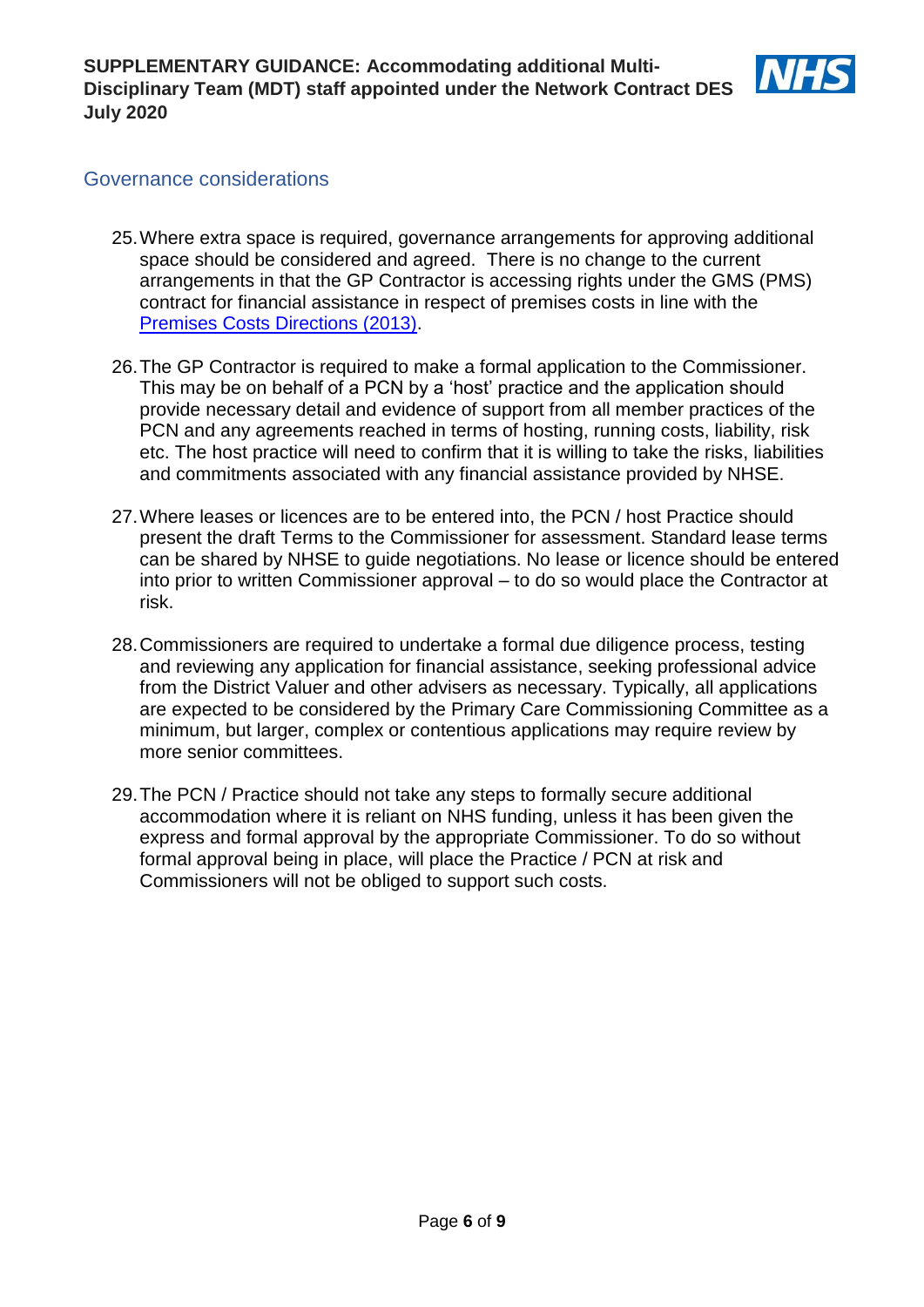## Governance considerations

25. Where extra space is required, governance arrangements for approving additional space should be considered and agreed. There is no change to the current arrangements in that the GP Contractor is accessing rights under the GMS (PMS) contract for financial assistance in respect of premises costs in line with the Premises Costs Directions (2013).

26. The GP Contractor is required to make a formal application to the Commissioner. This may be on behalf of a PCN by a 'host' practice and the application should provide necessary detail and evidence of support from all member practices of the PCN and any agreements reached in terms of hosting, running costs, liability, risk etc. The host practice will need to confirm that it is willing to take the risks, liabilities and commitments associated with any financial assistance provided by NHSE.

27. Where leases or licences are to be entered into, the PCN / host Practice should present the draft Terms to the Commissioner for assessment. Standard lease terms can be shared by NHSE to guide negotiations. No lease or licence should be entered into prior to written Commissioner approval – to do so would place the Contractor at risk.

28. Commissioners are required to undertake a formal due diligence process, testing and reviewing any application for financial assistance, seeking professional advice from the District Valuer and other advisers as necessary. Typically, all applications are expected to be considered by the Primary Care Commissioning Committee as a minimum, but larger, complex or contentious applications may require review by more senior committees.

29. The PCN / Practice should not take any steps to formally secure additional accommodation where it is reliant on NHS funding, unless it has been given the express and formal approval by the appropriate Commissioner. To do so without formal approval being in place, will place the Practice / PCN at risk and Commissioners will not be obliged to support such costs.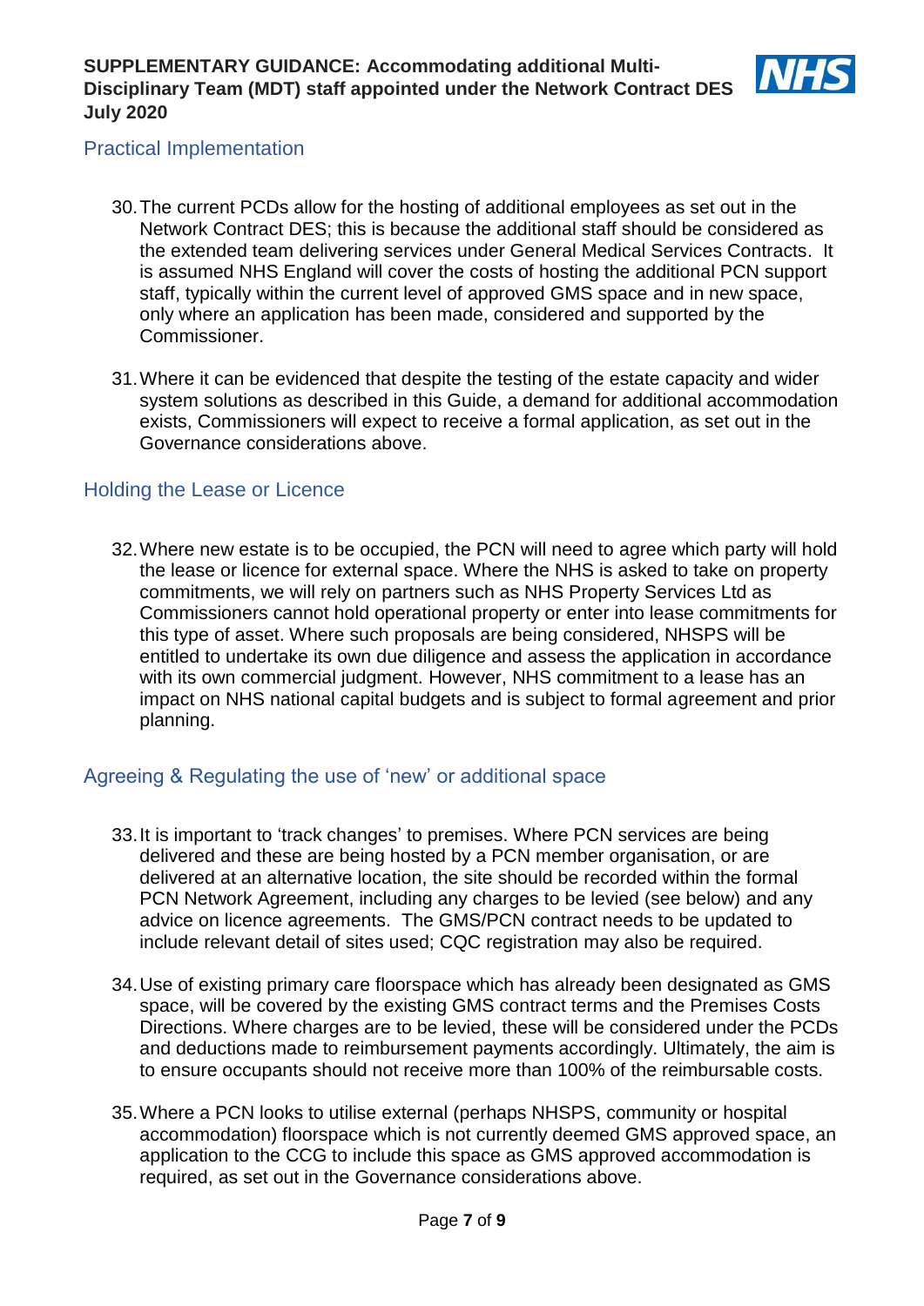## Practical Implementation

30. The current PCDs allow for the hosting of additional employees as set out in the Network Contract DES; this is because the additional staff should be considered as the extended team delivering services under General Medical Services Contracts. It is assumed NHS England will cover the costs of hosting the additional PCN support staff, typically within the current level of approved GMS space and in new space, only where an application has been made, considered and supported by the Commissioner.

31. Where it can be evidenced that despite the testing of the estate capacity and wider system solutions as described in this Guide, a demand for additional accommodation exists, Commissioners will expect to receive a formal application, as set out in the Governance considerations above.

## Holding the Lease or Licence

32. Where new estate is to be occupied, the PCN will need to agree which party will hold the lease or licence for external space. Where the NHS is asked to take on property commitments, we will rely on partners such as NHS Property Services Ltd as Commissioners cannot hold operational property or enter into lease commitments for this type of asset. Where such proposals are being considered, NHSPS will be entitled to undertake its own due diligence and assess the application in accordance with its own commercial judgment. However, NHS commitment to a lease has an impact on NHS national capital budgets and is subject to formal agreement and prior planning.

## Agreeing & Regulating the use of 'new' or additional space

33. It is important to 'track changes' to premises. Where PCN services are being delivered and these are being hosted by a PCN member organisation, or are delivered at an alternative location, the site should be recorded within the formal PCN Network Agreement, including any charges to be levied (see below) and any advice on licence agreements. The GMS/PCN contract needs to be updated to include relevant detail of sites used; CQC registration may also be required.

34. Use of existing primary care floorspace which has already been designated as GMS space, will be covered by the existing GMS contract terms and the Premises Costs Directions. Where charges are to be levied, these will be considered under the PCDs and deductions made to reimbursement payments accordingly. Ultimately, the aim is to ensure occupants should not receive more than 100% of the reimbursable costs.

35. Where a PCN looks to utilise external (perhaps NHSPS, community or hospital accommodation) floorspace which is not currently deemed GMS approved space, an application to the CCG to include this space as GMS approved accommodation is required, as set out in the Governance considerations above.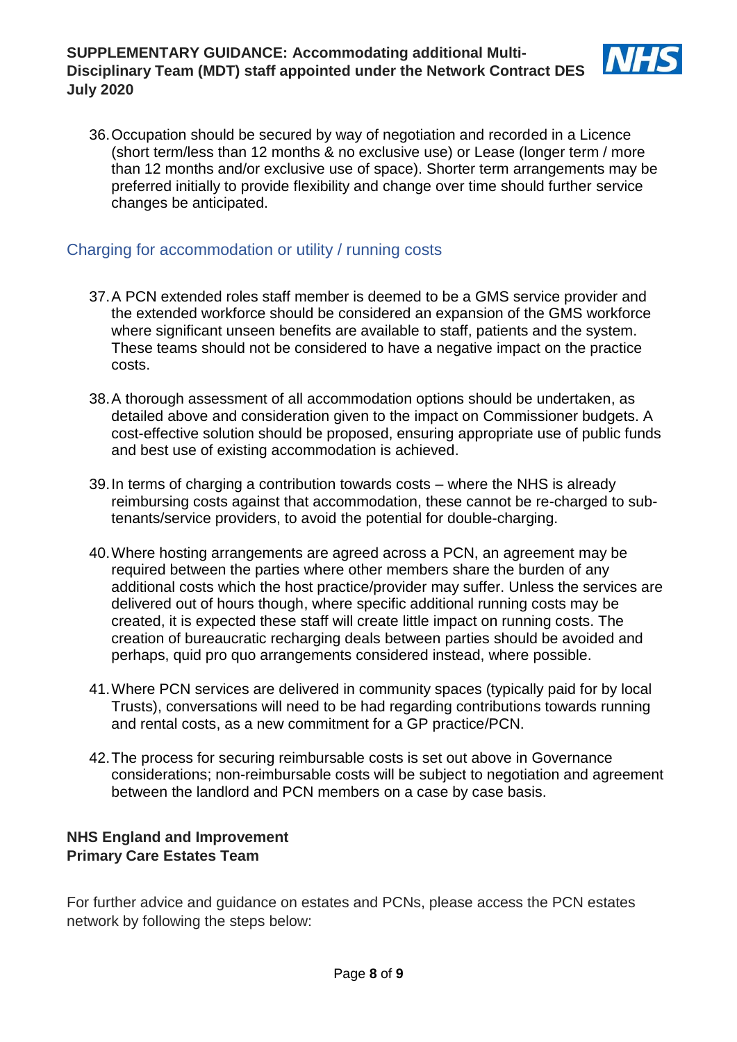36. Occupation should be secured by way of negotiation and recorded in a Licence (short term/less than 12 months & no exclusive use) or Lease (longer term / more than 12 months and/or exclusive use of space). Shorter term arrangements may be preferred initially to provide flexibility and change over time should further service changes be anticipated.

## Charging for accommodation or utility / running costs

37. A PCN extended roles staff member is deemed to be a GMS service provider and the extended workforce should be considered an expansion of the GMS workforce where significant unseen benefits are available to staff, patients and the system. These teams should not be considered to have a negative impact on the practice costs.

38. A thorough assessment of all accommodation options should be undertaken, as detailed above and consideration given to the impact on Commissioner budgets. A cost-effective solution should be proposed, ensuring appropriate use of public funds and best use of existing accommodation is achieved.

39. In terms of charging a contribution towards costs – where the NHS is already reimbursing costs against that accommodation, these cannot be re-charged to sub-tenants/service providers, to avoid the potential for double-charging.

40. Where hosting arrangements are agreed across a PCN, an agreement may be required between the parties where other members share the burden of any additional costs which the host practice/provider may suffer. Unless the services are delivered out of hours though, where specific additional running costs may be created, it is expected these staff will create little impact on running costs. The creation of bureaucratic recharging deals between parties should be avoided and perhaps, quid pro quo arrangements considered instead, where possible.

41. Where PCN services are delivered in community spaces (typically paid for by local Trusts), conversations will need to be had regarding contributions towards running and rental costs, as a new commitment for a GP practice/PCN.

42. The process for securing reimbursable costs is set out above in Governance considerations; non-reimbursable costs will be subject to negotiation and agreement between the landlord and PCN members on a case by case basis.

**NHS England and Improvement**
**Primary Care Estates Team**

For further advice and guidance on estates and PCNs, please access the PCN estates network by following the steps below: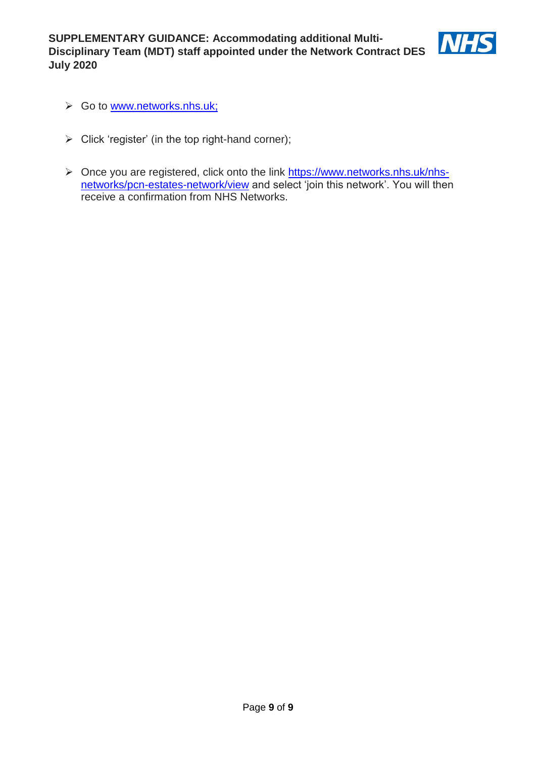- Go to www.networks.nhs.uk;

- Click 'register' (in the top right-hand corner);

- Once you are registered, click onto the link https://www.networks.nhs.uk/nhs-networks/pcn-estates-network/view and select 'join this network'. You will then receive a confirmation from NHS Networks.